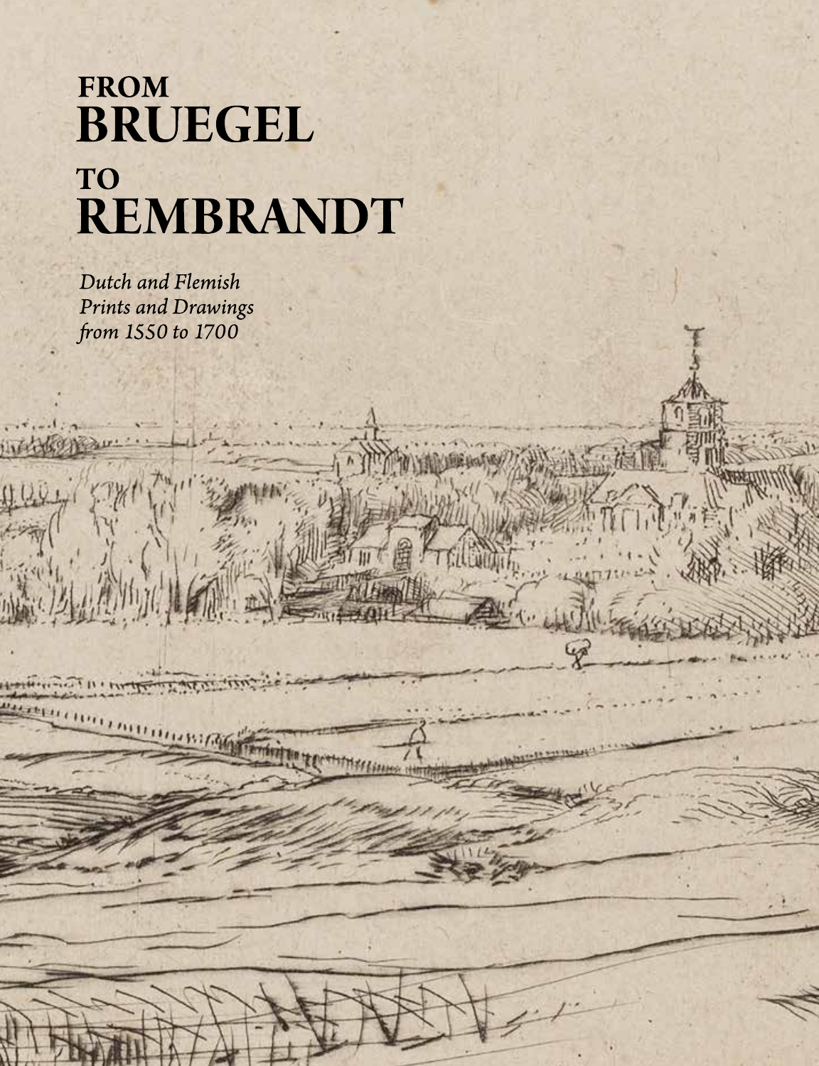# FROM BRUEGEL TO REMBRANDT

*Dutch and Flemish Prints and Drawings from 1550 to 1700*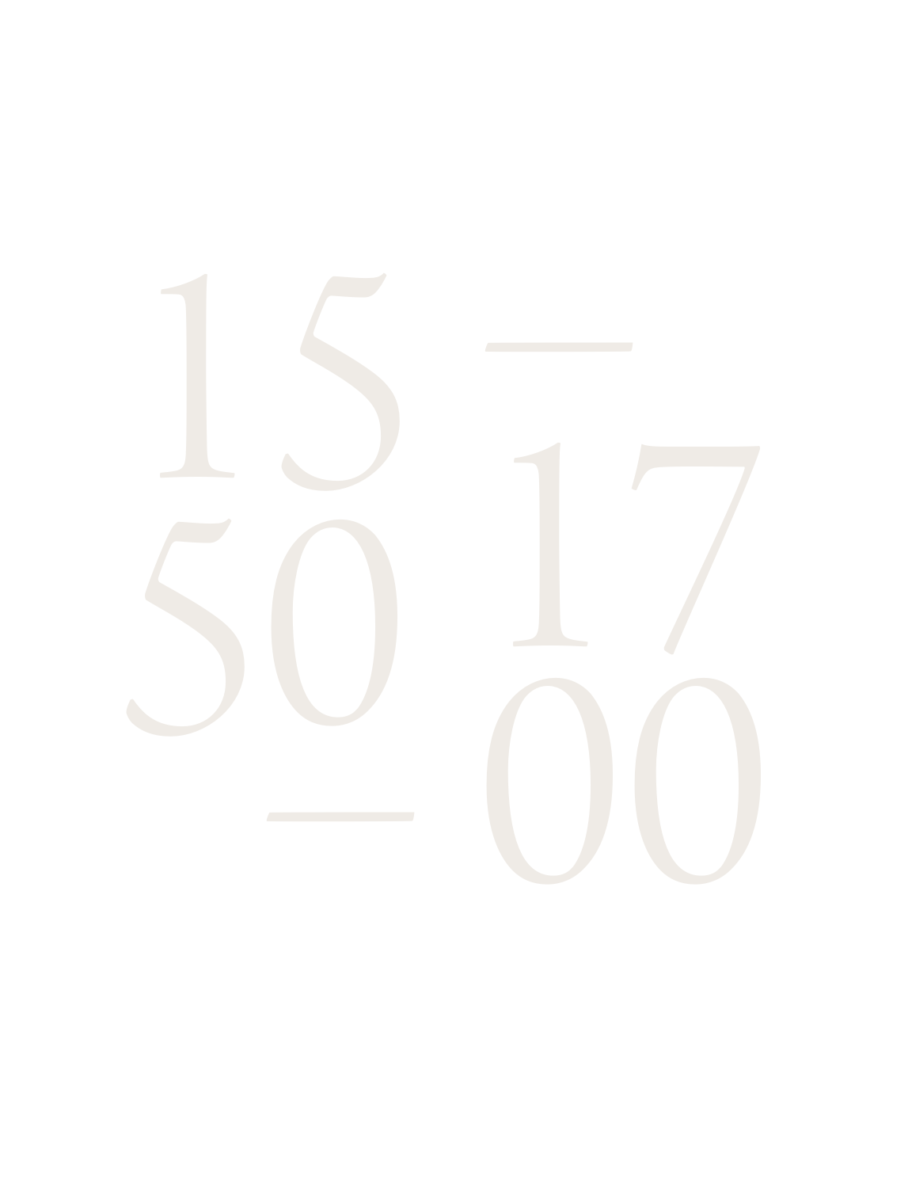# 1550–1700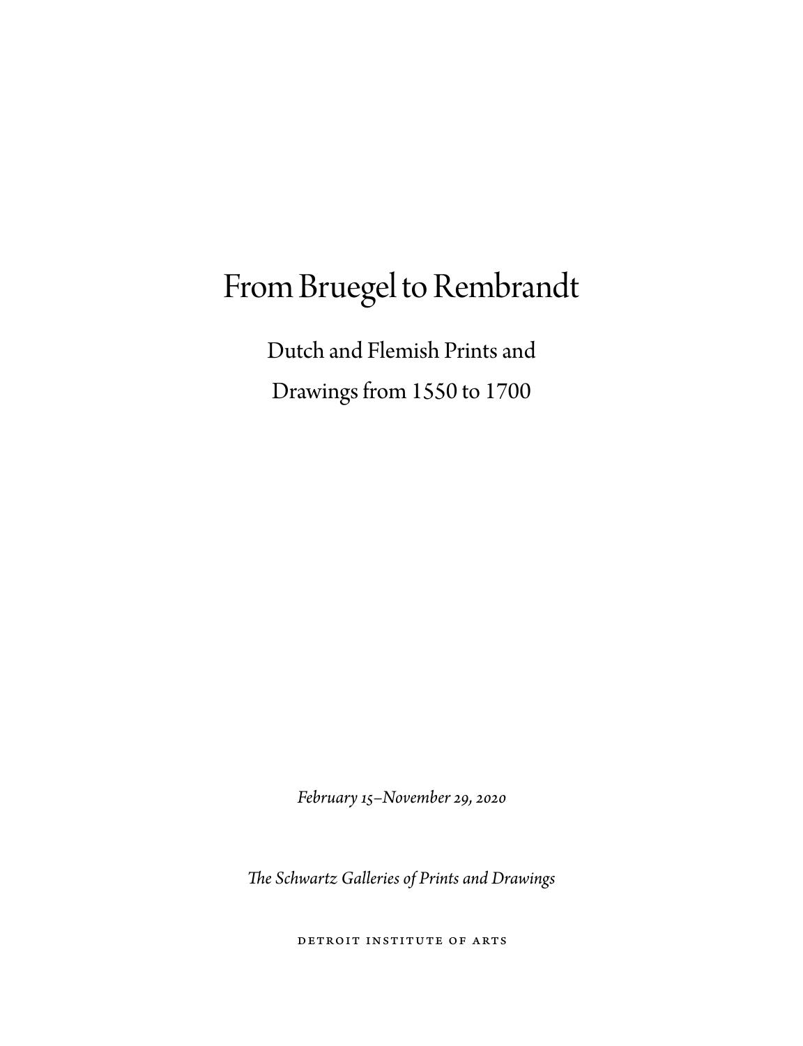# From Bruegel to Rembrandt

## Dutch and Flemish Prints and Drawings from 1550 to 1700

*February 15–November 29, 2020*

*The Schwartz Galleries of Prints and Drawings*

DETROIT INSTITUTE OF ARTS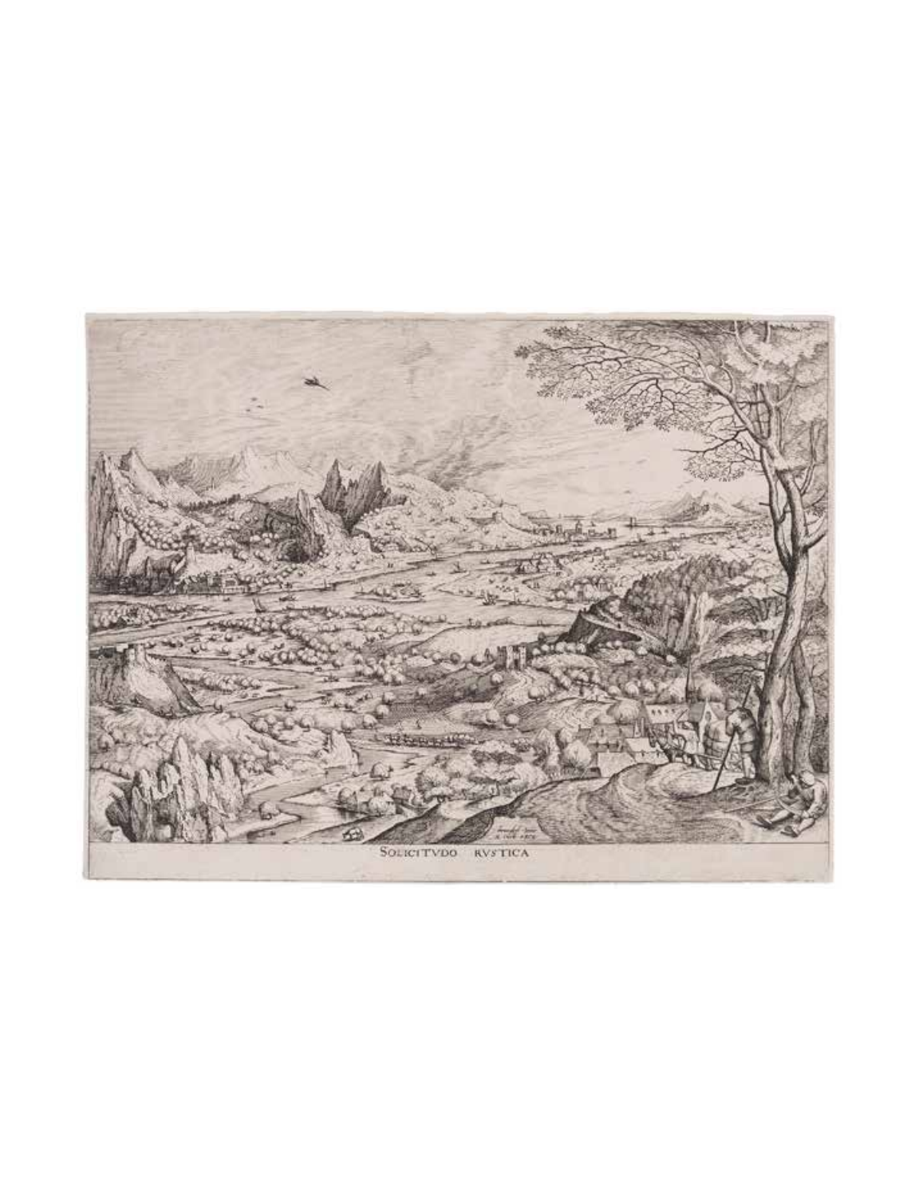SOLICITVDO RVSTICA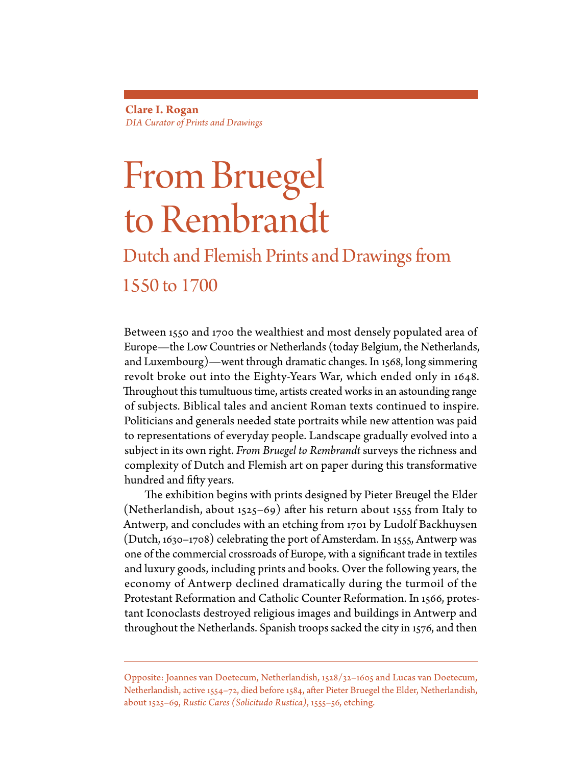**Clare I. Rogan**
*DIA Curator of Prints and Drawings*

# From Bruegel to Rembrandt

## Dutch and Flemish Prints and Drawings from 1550 to 1700

Between 1550 and 1700 the wealthiest and most densely populated area of Europe—the Low Countries or Netherlands (today Belgium, the Netherlands, and Luxembourg)—went through dramatic changes. In 1568, long simmering revolt broke out into the Eighty-Years War, which ended only in 1648. Throughout this tumultuous time, artists created works in an astounding range of subjects. Biblical tales and ancient Roman texts continued to inspire. Politicians and generals needed state portraits while new attention was paid to representations of everyday people. Landscape gradually evolved into a subject in its own right. *From Bruegel to Rembrandt* surveys the richness and complexity of Dutch and Flemish art on paper during this transformative hundred and fifty years.

The exhibition begins with prints designed by Pieter Breugel the Elder (Netherlandish, about 1525–69) after his return about 1555 from Italy to Antwerp, and concludes with an etching from 1701 by Ludolf Backhuysen (Dutch, 1630–1708) celebrating the port of Amsterdam. In 1555, Antwerp was one of the commercial crossroads of Europe, with a significant trade in textiles and luxury goods, including prints and books. Over the following years, the economy of Antwerp declined dramatically during the turmoil of the Protestant Reformation and Catholic Counter Reformation. In 1566, protestant Iconoclasts destroyed religious images and buildings in Antwerp and throughout the Netherlands. Spanish troops sacked the city in 1576, and then

Opposite: Joannes van Doetecum, Netherlandish, 1528/32–1605 and Lucas van Doetecum, Netherlandish, active 1554–72, died before 1584, after Pieter Bruegel the Elder, Netherlandish, about 1525–69, *Rustic Cares (Solicitudo Rustica)*, 1555–56, etching.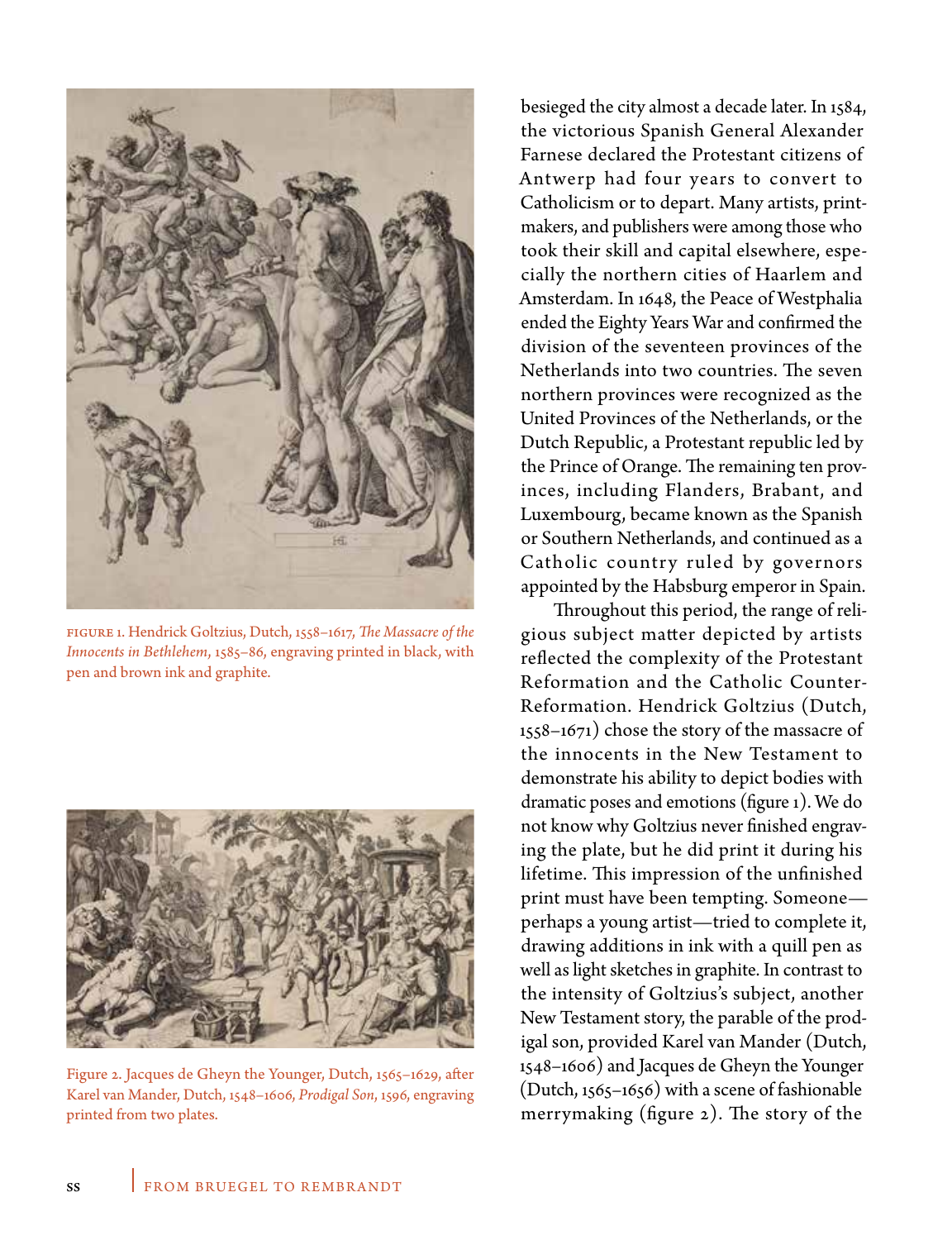FIGURE 1. Hendrick Goltzius, Dutch, 1558–1617, *The Massacre of the Innocents in Bethlehem*, 1585–86, engraving printed in black, with pen and brown ink and graphite.

Figure 2. Jacques de Gheyn the Younger, Dutch, 1565–1629, after Karel van Mander, Dutch, 1548–1606, *Prodigal Son*, 1596, engraving printed from two plates.

besieged the city almost a decade later. In 1584, the victorious Spanish General Alexander Farnese declared the Protestant citizens of Antwerp had four years to convert to Catholicism or to depart. Many artists, printmakers, and publishers were among those who took their skill and capital elsewhere, especially the northern cities of Haarlem and Amsterdam. In 1648, the Peace of Westphalia ended the Eighty Years War and confirmed the division of the seventeen provinces of the Netherlands into two countries. The seven northern provinces were recognized as the United Provinces of the Netherlands, or the Dutch Republic, a Protestant republic led by the Prince of Orange. The remaining ten provinces, including Flanders, Brabant, and Luxembourg, became known as the Spanish or Southern Netherlands, and continued as a Catholic country ruled by governors appointed by the Habsburg emperor in Spain.

Throughout this period, the range of religious subject matter depicted by artists reflected the complexity of the Protestant Reformation and the Catholic Counter-Reformation. Hendrick Goltzius (Dutch, 1558–1671) chose the story of the massacre of the innocents in the New Testament to demonstrate his ability to depict bodies with dramatic poses and emotions (figure 1). We do not know why Goltzius never finished engraving the plate, but he did print it during his lifetime. This impression of the unfinished print must have been tempting. Someone—perhaps a young artist—tried to complete it, drawing additions in ink with a quill pen as well as light sketches in graphite. In contrast to the intensity of Goltzius's subject, another New Testament story, the parable of the prodigal son, provided Karel van Mander (Dutch, 1548–1606) and Jacques de Gheyn the Younger (Dutch, 1565–1656) with a scene of fashionable merrymaking (figure 2). The story of the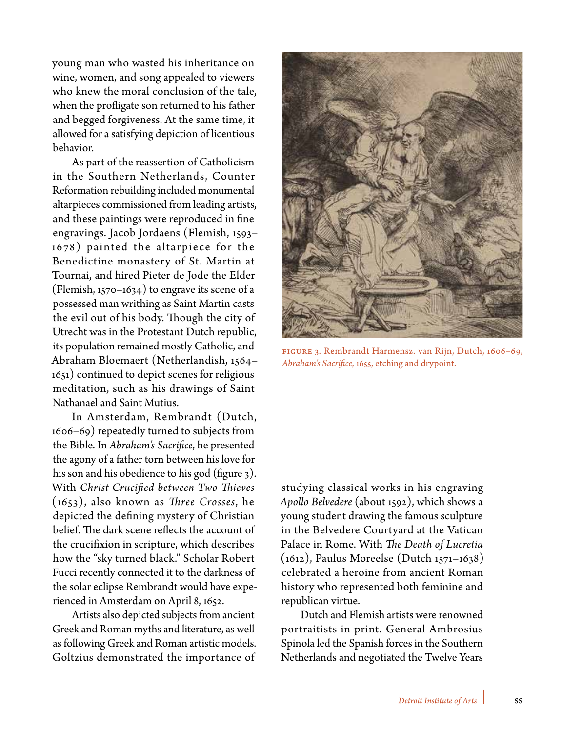young man who wasted his inheritance on wine, women, and song appealed to viewers who knew the moral conclusion of the tale, when the profligate son returned to his father and begged forgiveness. At the same time, it allowed for a satisfying depiction of licentious behavior.

As part of the reassertion of Catholicism in the Southern Netherlands, Counter Reformation rebuilding included monumental altarpieces commissioned from leading artists, and these paintings were reproduced in fine engravings. Jacob Jordaens (Flemish, 1593–1678) painted the altarpiece for the Benedictine monastery of St. Martin at Tournai, and hired Pieter de Jode the Elder (Flemish, 1570–1634) to engrave its scene of a possessed man writhing as Saint Martin casts the evil out of his body. Though the city of Utrecht was in the Protestant Dutch republic, its population remained mostly Catholic, and Abraham Bloemaert (Netherlandish, 1564–1651) continued to depict scenes for religious meditation, such as his drawings of Saint Nathanael and Saint Mutius.

In Amsterdam, Rembrandt (Dutch, 1606–69) repeatedly turned to subjects from the Bible. In *Abraham's Sacrifice*, he presented the agony of a father torn between his love for his son and his obedience to his god (figure 3). With *Christ Crucified between Two Thieves* (1653), also known as *Three Crosses*, he depicted the defining mystery of Christian belief. The dark scene reflects the account of the crucifixion in scripture, which describes how the "sky turned black." Scholar Robert Fucci recently connected it to the darkness of the solar eclipse Rembrandt would have experienced in Amsterdam on April 8, 1652.

FIGURE 3. Rembrandt Harmensz. van Rijn, Dutch, 1606–69, *Abraham's Sacrifice*, 1655, etching and drypoint.

Artists also depicted subjects from ancient Greek and Roman myths and literature, as well as following Greek and Roman artistic models. Goltzius demonstrated the importance of studying classical works in his engraving *Apollo Belvedere* (about 1592), which shows a young student drawing the famous sculpture in the Belvedere Courtyard at the Vatican Palace in Rome. With *The Death of Lucretia* (1612), Paulus Moreelse (Dutch 1571–1638) celebrated a heroine from ancient Roman history who represented both feminine and republican virtue.

Dutch and Flemish artists were renowned portraitists in print. General Ambrosius Spinola led the Spanish forces in the Southern Netherlands and negotiated the Twelve Years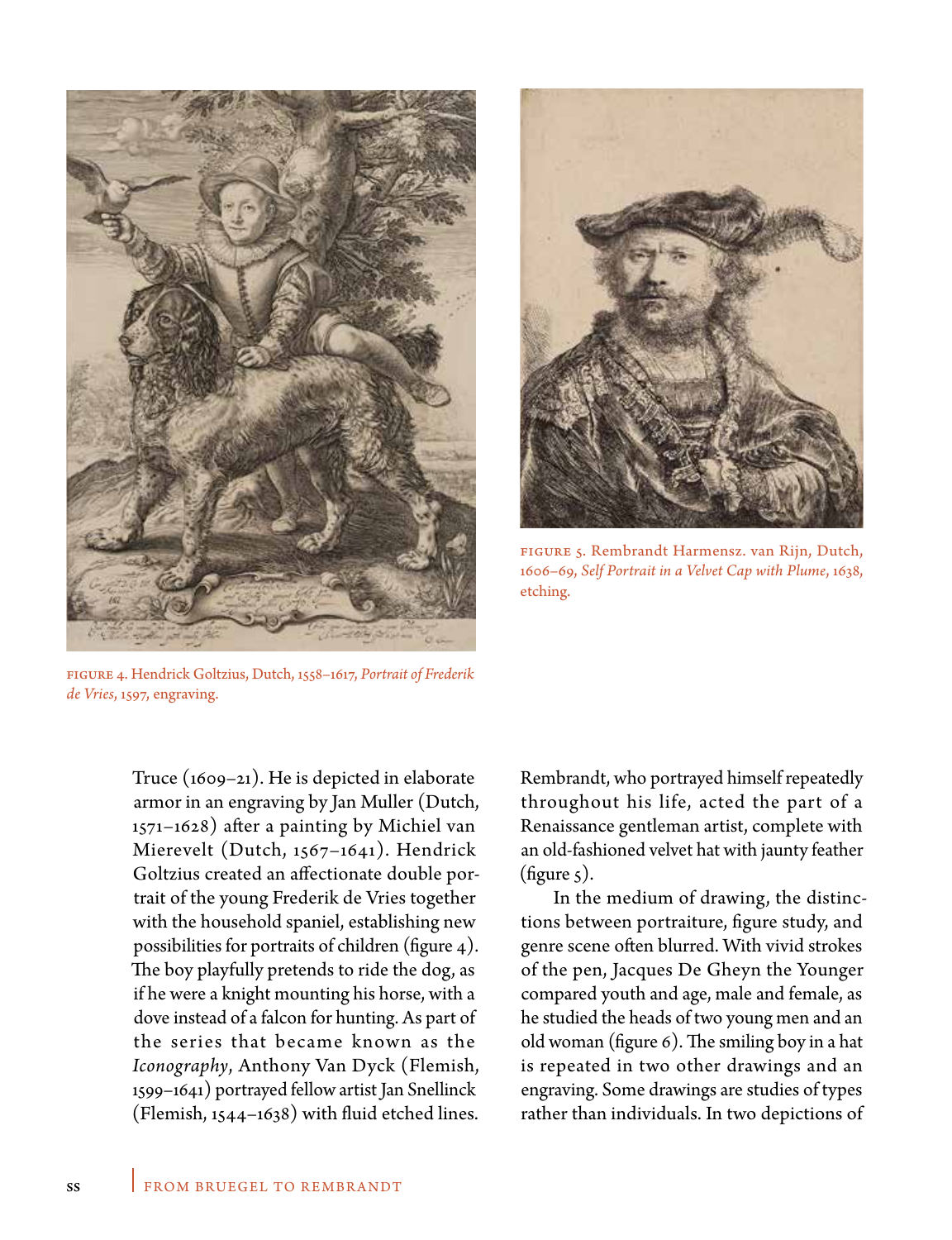FIGURE 4. Hendrick Goltzius, Dutch, 1558–1617, *Portrait of Frederik de Vries*, 1597, engraving.

FIGURE 5. Rembrandt Harmensz. van Rijn, Dutch, 1606–69, *Self Portrait in a Velvet Cap with Plume*, 1638, etching.

Truce (1609–21). He is depicted in elaborate armor in an engraving by Jan Muller (Dutch, 1571–1628) after a painting by Michiel van Mierevelt (Dutch, 1567–1641). Hendrick Goltzius created an affectionate double portrait of the young Frederik de Vries together with the household spaniel, establishing new possibilities for portraits of children (figure 4). The boy playfully pretends to ride the dog, as if he were a knight mounting his horse, with a dove instead of a falcon for hunting. As part of the series that became known as the *Iconography*, Anthony Van Dyck (Flemish, 1599–1641) portrayed fellow artist Jan Snellinck (Flemish, 1544–1638) with fluid etched lines. Rembrandt, who portrayed himself repeatedly throughout his life, acted the part of a Renaissance gentleman artist, complete with an old-fashioned velvet hat with jaunty feather (figure 5).

In the medium of drawing, the distinctions between portraiture, figure study, and genre scene often blurred. With vivid strokes of the pen, Jacques De Gheyn the Younger compared youth and age, male and female, as he studied the heads of two young men and an old woman (figure 6). The smiling boy in a hat is repeated in two other drawings and an engraving. Some drawings are studies of types rather than individuals. In two depictions of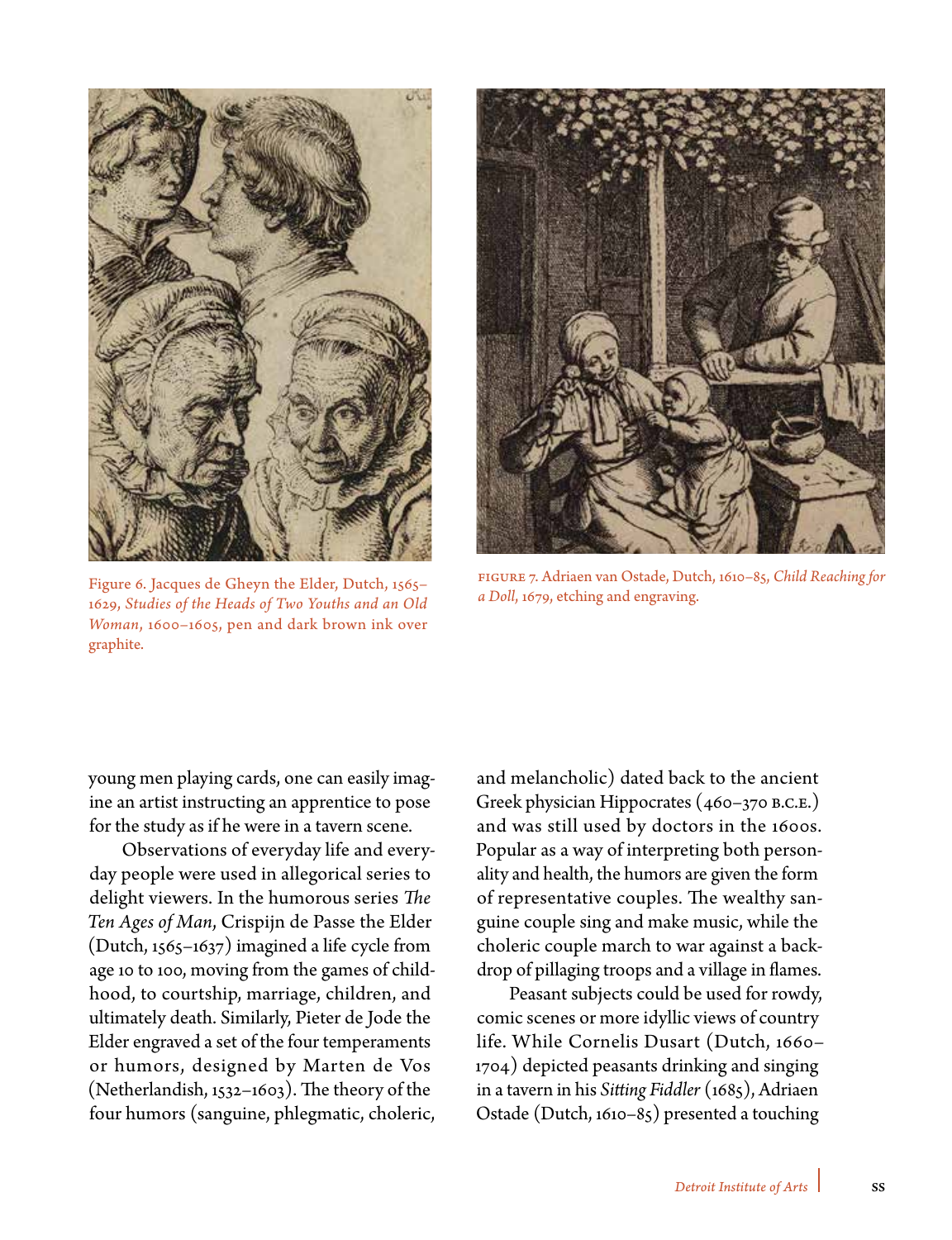Figure 6. Jacques de Gheyn the Elder, Dutch, 1565–1629, *Studies of the Heads of Two Youths and an Old Woman*, 1600–1605, pen and dark brown ink over graphite.

FIGURE 7. Adriaen van Ostade, Dutch, 1610–85, *Child Reaching for a Doll*, 1679, etching and engraving.

young men playing cards, one can easily imagine an artist instructing an apprentice to pose for the study as if he were in a tavern scene.

Observations of everyday life and everyday people were used in allegorical series to delight viewers. In the humorous series *The Ten Ages of Man*, Crispijn de Passe the Elder (Dutch, 1565–1637) imagined a life cycle from age 10 to 100, moving from the games of childhood, to courtship, marriage, children, and ultimately death. Similarly, Pieter de Jode the Elder engraved a set of the four temperaments or humors, designed by Marten de Vos (Netherlandish, 1532–1603). The theory of the four humors (sanguine, phlegmatic, choleric, and melancholic) dated back to the ancient Greek physician Hippocrates (460–370 B.C.E.) and was still used by doctors in the 1600s. Popular as a way of interpreting both personality and health, the humors are given the form of representative couples. The wealthy sanguine couple sing and make music, while the choleric couple march to war against a backdrop of pillaging troops and a village in flames.

Peasant subjects could be used for rowdy, comic scenes or more idyllic views of country life. While Cornelis Dusart (Dutch, 1660–1704) depicted peasants drinking and singing in a tavern in his *Sitting Fiddler* (1685), Adriaen Ostade (Dutch, 1610–85) presented a touching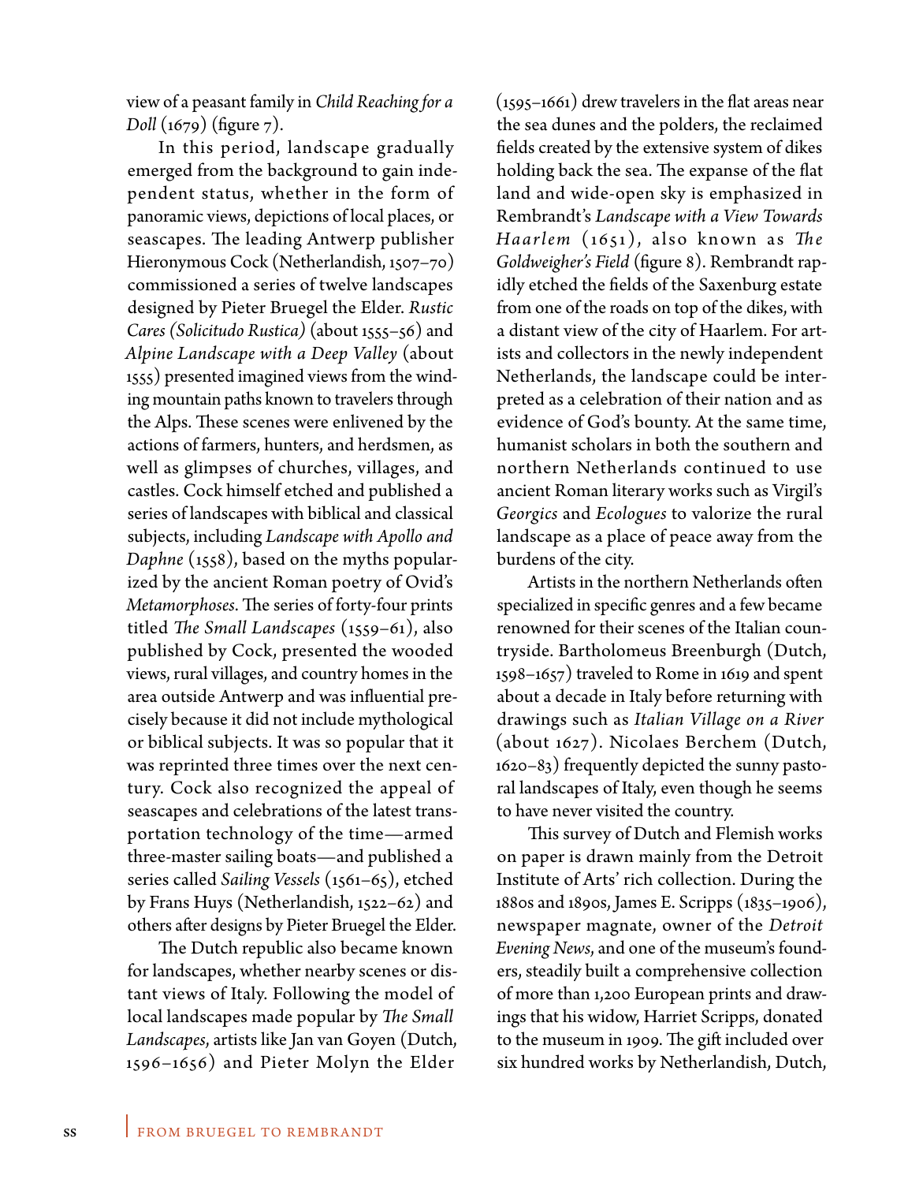view of a peasant family in *Child Reaching for a Doll* (1679) (figure 7).

In this period, landscape gradually emerged from the background to gain independent status, whether in the form of panoramic views, depictions of local places, or seascapes. The leading Antwerp publisher Hieronymous Cock (Netherlandish, 1507–70) commissioned a series of twelve landscapes designed by Pieter Bruegel the Elder. *Rustic Cares (Solicitudo Rustica)* (about 1555–56) and *Alpine Landscape with a Deep Valley* (about 1555) presented imagined views from the winding mountain paths known to travelers through the Alps. These scenes were enlivened by the actions of farmers, hunters, and herdsmen, as well as glimpses of churches, villages, and castles. Cock himself etched and published a series of landscapes with biblical and classical subjects, including *Landscape with Apollo and Daphne* (1558), based on the myths popularized by the ancient Roman poetry of Ovid's *Metamorphoses*. The series of forty-four prints titled *The Small Landscapes* (1559–61), also published by Cock, presented the wooded views, rural villages, and country homes in the area outside Antwerp and was influential precisely because it did not include mythological or biblical subjects. It was so popular that it was reprinted three times over the next century. Cock also recognized the appeal of seascapes and celebrations of the latest transportation technology of the time—armed three-master sailing boats—and published a series called *Sailing Vessels* (1561–65), etched by Frans Huys (Netherlandish, 1522–62) and others after designs by Pieter Bruegel the Elder.

The Dutch republic also became known for landscapes, whether nearby scenes or distant views of Italy. Following the model of local landscapes made popular by *The Small Landscapes*, artists like Jan van Goyen (Dutch, 1596–1656) and Pieter Molyn the Elder (1595–1661) drew travelers in the flat areas near the sea dunes and the polders, the reclaimed fields created by the extensive system of dikes holding back the sea. The expanse of the flat land and wide-open sky is emphasized in Rembrandt's *Landscape with a View Towards Haarlem* (1651), also known as *The Goldweigher's Field* (figure 8). Rembrandt rapidly etched the fields of the Saxenburg estate from one of the roads on top of the dikes, with a distant view of the city of Haarlem. For artists and collectors in the newly independent Netherlands, the landscape could be interpreted as a celebration of their nation and as evidence of God's bounty. At the same time, humanist scholars in both the southern and northern Netherlands continued to use ancient Roman literary works such as Virgil's *Georgics* and *Ecologues* to valorize the rural landscape as a place of peace away from the burdens of the city.

Artists in the northern Netherlands often specialized in specific genres and a few became renowned for their scenes of the Italian countryside. Bartholomeus Breenburgh (Dutch, 1598–1657) traveled to Rome in 1619 and spent about a decade in Italy before returning with drawings such as *Italian Village on a River* (about 1627). Nicolaes Berchem (Dutch, 1620–83) frequently depicted the sunny pastoral landscapes of Italy, even though he seems to have never visited the country.

This survey of Dutch and Flemish works on paper is drawn mainly from the Detroit Institute of Arts' rich collection. During the 1880s and 1890s, James E. Scripps (1835–1906), newspaper magnate, owner of the *Detroit Evening News*, and one of the museum's founders, steadily built a comprehensive collection of more than 1,200 European prints and drawings that his widow, Harriet Scripps, donated to the museum in 1909. The gift included over six hundred works by Netherlandish, Dutch,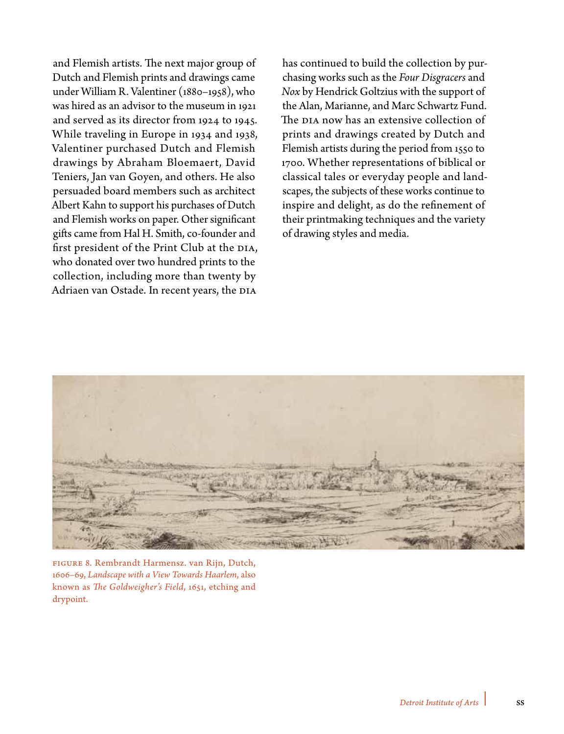and Flemish artists. The next major group of Dutch and Flemish prints and drawings came under William R. Valentiner (1880–1958), who was hired as an advisor to the museum in 1921 and served as its director from 1924 to 1945. While traveling in Europe in 1934 and 1938, Valentiner purchased Dutch and Flemish drawings by Abraham Bloemaert, David Teniers, Jan van Goyen, and others. He also persuaded board members such as architect Albert Kahn to support his purchases of Dutch and Flemish works on paper. Other significant gifts came from Hal H. Smith, co-founder and first president of the Print Club at the DIA, who donated over two hundred prints to the collection, including more than twenty by Adriaen van Ostade. In recent years, the DIA has continued to build the collection by purchasing works such as the *Four Disgracers* and *Nox* by Hendrick Goltzius with the support of the Alan, Marianne, and Marc Schwartz Fund. The DIA now has an extensive collection of prints and drawings created by Dutch and Flemish artists during the period from 1550 to 1700. Whether representations of biblical or classical tales or everyday people and landscapes, the subjects of these works continue to inspire and delight, as do the refinement of their printmaking techniques and the variety of drawing styles and media.

FIGURE 8. Rembrandt Harmensz. van Rijn, Dutch, 1606–69, *Landscape with a View Towards Haarlem*, also known as *The Goldweigher's Field*, 1651, etching and drypoint.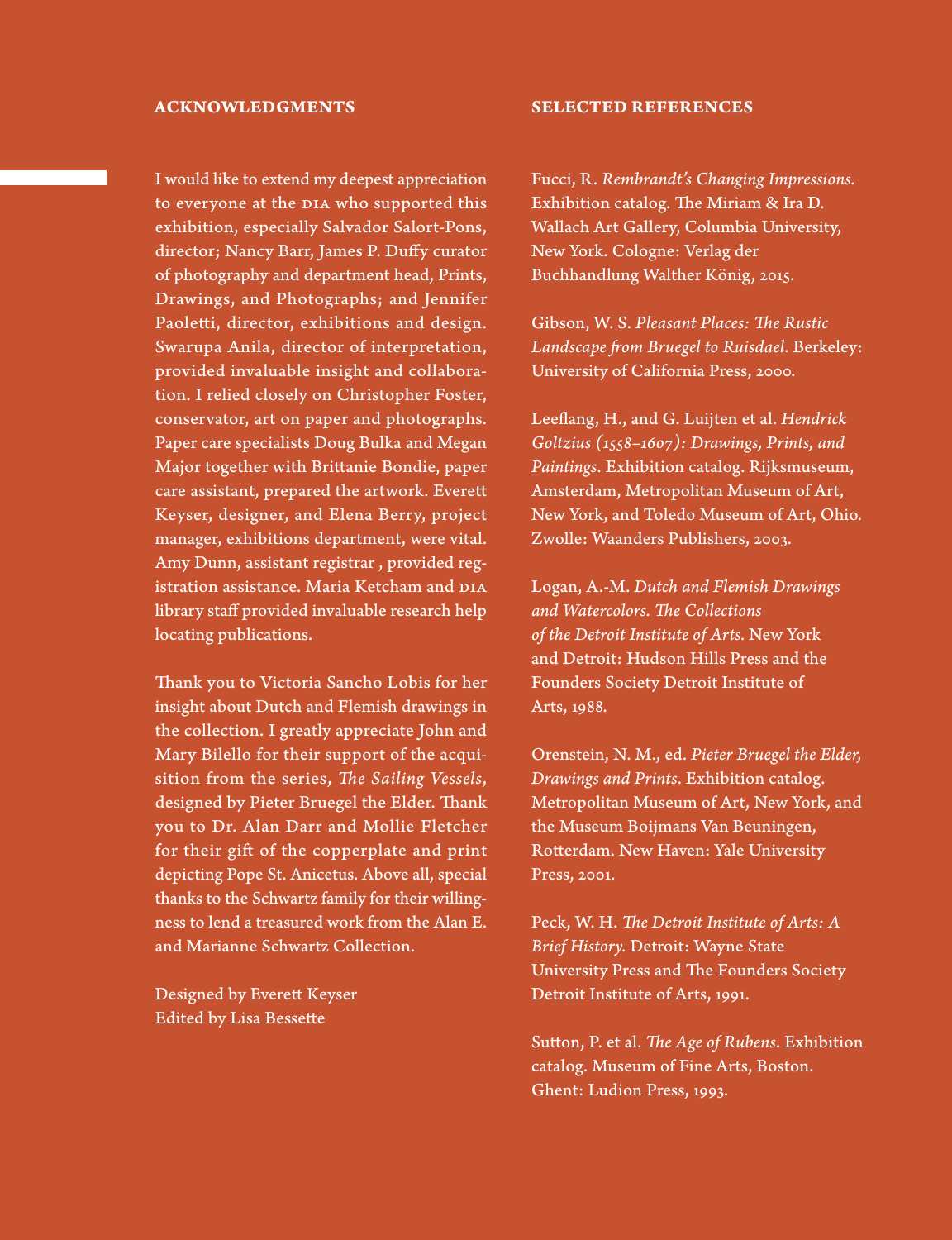## ACKNOWLEDGMENTS

I would like to extend my deepest appreciation to everyone at the DIA who supported this exhibition, especially Salvador Salort-Pons, director; Nancy Barr, James P. Duffy curator of photography and department head, Prints, Drawings, and Photographs; and Jennifer Paoletti, director, exhibitions and design. Swarupa Anila, director of interpretation, provided invaluable insight and collaboration. I relied closely on Christopher Foster, conservator, art on paper and photographs. Paper care specialists Doug Bulka and Megan Major together with Brittanie Bondie, paper care assistant, prepared the artwork. Everett Keyser, designer, and Elena Berry, project manager, exhibitions department, were vital. Amy Dunn, assistant registrar , provided registration assistance. Maria Ketcham and DIA library staff provided invaluable research help locating publications.

Thank you to Victoria Sancho Lobis for her insight about Dutch and Flemish drawings in the collection. I greatly appreciate John and Mary Bilello for their support of the acquisition from the series, *The Sailing Vessels*, designed by Pieter Bruegel the Elder. Thank you to Dr. Alan Darr and Mollie Fletcher for their gift of the copperplate and print depicting Pope St. Anicetus. Above all, special thanks to the Schwartz family for their willingness to lend a treasured work from the Alan E. and Marianne Schwartz Collection.

Designed by Everett Keyser
Edited by Lisa Bessette

## SELECTED REFERENCES

Fucci, R. *Rembrandt's Changing Impressions.* Exhibition catalog. The Miriam & Ira D. Wallach Art Gallery, Columbia University, New York. Cologne: Verlag der Buchhandlung Walther König, 2015.

Gibson, W. S. *Pleasant Places: The Rustic Landscape from Bruegel to Ruisdael*. Berkeley: University of California Press, 2000.

Leeflang, H., and G. Luijten et al. *Hendrick Goltzius (1558–1607): Drawings, Prints, and Paintings*. Exhibition catalog. Rijksmuseum, Amsterdam, Metropolitan Museum of Art, New York, and Toledo Museum of Art, Ohio. Zwolle: Waanders Publishers, 2003.

Logan, A.-M. *Dutch and Flemish Drawings and Watercolors. The Collections of the Detroit Institute of Arts.* New York and Detroit: Hudson Hills Press and the Founders Society Detroit Institute of Arts, 1988.

Orenstein, N. M., ed. *Pieter Bruegel the Elder, Drawings and Prints*. Exhibition catalog. Metropolitan Museum of Art, New York, and the Museum Boijmans Van Beuningen, Rotterdam. New Haven: Yale University Press, 2001.

Peck, W. H. *The Detroit Institute of Arts: A Brief History.* Detroit: Wayne State University Press and The Founders Society Detroit Institute of Arts, 1991.

Sutton, P. et al. *The Age of Rubens*. Exhibition catalog. Museum of Fine Arts, Boston. Ghent: Ludion Press, 1993.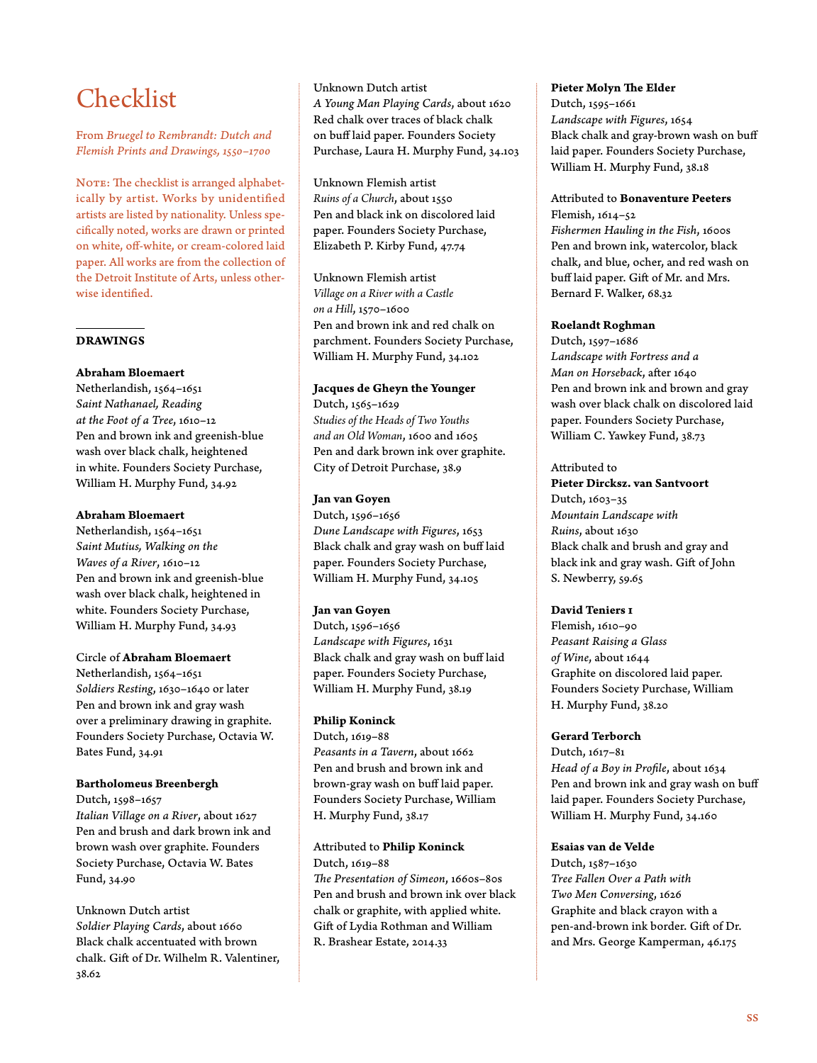# Checklist

*From Bruegel to Rembrandt: Dutch and Flemish Prints and Drawings, 1550–1700*

Note: The checklist is arranged alphabetically by artist. Works by unidentified artists are listed by nationality. Unless specifically noted, works are drawn or printed on white, off-white, or cream-colored laid paper. All works are from the collection of the Detroit Institute of Arts, unless otherwise identified.

## DRAWINGS

**Abraham Bloemaert**
Netherlandish, 1564–1651
*Saint Nathanael, Reading at the Foot of a Tree*, 1610–12
Pen and brown ink and greenish-blue wash over black chalk, heightened in white. Founders Society Purchase, William H. Murphy Fund, 34.92

**Abraham Bloemaert**
Netherlandish, 1564–1651
*Saint Mutius, Walking on the Waves of a River*, 1610–12
Pen and brown ink and greenish-blue wash over black chalk, heightened in white. Founders Society Purchase, William H. Murphy Fund, 34.93

Circle of **Abraham Bloemaert**
Netherlandish, 1564–1651
*Soldiers Resting*, 1630–1640 or later
Pen and brown ink and gray wash over a preliminary drawing in graphite. Founders Society Purchase, Octavia W. Bates Fund, 34.91

**Bartholomeus Breenbergh**
Dutch, 1598–1657
*Italian Village on a River*, about 1627
Pen and brush and dark brown ink and brown wash over graphite. Founders Society Purchase, Octavia W. Bates Fund, 34.90

Unknown Dutch artist
*Soldier Playing Cards*, about 1660
Black chalk accentuated with brown chalk. Gift of Dr. Wilhelm R. Valentiner, 38.62

Unknown Dutch artist
*A Young Man Playing Cards*, about 1620
Red chalk over traces of black chalk on buff laid paper. Founders Society Purchase, Laura H. Murphy Fund, 34.103

Unknown Flemish artist
*Ruins of a Church*, about 1550
Pen and black ink on discolored laid paper. Founders Society Purchase, Elizabeth P. Kirby Fund, 47.74

Unknown Flemish artist
*Village on a River with a Castle on a Hill*, 1570–1600
Pen and brown ink and red chalk on parchment. Founders Society Purchase, William H. Murphy Fund, 34.102

**Jacques de Gheyn the Younger**
Dutch, 1565–1629
*Studies of the Heads of Two Youths and an Old Woman*, 1600 and 1605
Pen and dark brown ink over graphite. City of Detroit Purchase, 38.9

**Jan van Goyen**
Dutch, 1596–1656
*Dune Landscape with Figures*, 1653
Black chalk and gray wash on buff laid paper. Founders Society Purchase, William H. Murphy Fund, 34.105

**Jan van Goyen**
Dutch, 1596–1656
*Landscape with Figures*, 1631
Black chalk and gray wash on buff laid paper. Founders Society Purchase, William H. Murphy Fund, 38.19

**Philip Koninck**
Dutch, 1619–88
*Peasants in a Tavern*, about 1662
Pen and brush and brown ink and brown-gray wash on buff laid paper. Founders Society Purchase, William H. Murphy Fund, 38.17

Attributed to **Philip Koninck**
Dutch, 1619–88
*The Presentation of Simeon*, 1660s–80s
Pen and brush and brown ink over black chalk or graphite, with applied white. Gift of Lydia Rothman and William R. Brashear Estate, 2014.33

**Pieter Molyn The Elder**
Dutch, 1595–1661
*Landscape with Figures*, 1654
Black chalk and gray-brown wash on buff laid paper. Founders Society Purchase, William H. Murphy Fund, 38.18

Attributed to **Bonaventure Peeters**
Flemish, 1614–52
*Fishermen Hauling in the Fish*, 1600s
Pen and brown ink, watercolor, black chalk, and blue, ocher, and red wash on buff laid paper. Gift of Mr. and Mrs. Bernard F. Walker, 68.32

**Roelandt Roghman**
Dutch, 1597–1686
*Landscape with Fortress and a Man on Horseback*, after 1640
Pen and brown ink and brown and gray wash over black chalk on discolored laid paper. Founders Society Purchase, William C. Yawkey Fund, 38.73

Attributed to
**Pieter Dircksz. van Santvoort**
Dutch, 1603–35
*Mountain Landscape with Ruins*, about 1630
Black chalk and brush and gray and black ink and gray wash. Gift of John S. Newberry, 59.65

**David Teniers I**
Flemish, 1610–90
*Peasant Raising a Glass of Wine*, about 1644
Graphite on discolored laid paper. Founders Society Purchase, William H. Murphy Fund, 38.20

**Gerard Terborch**
Dutch, 1617–81
*Head of a Boy in Profile*, about 1634
Pen and brown ink and gray wash on buff laid paper. Founders Society Purchase, William H. Murphy Fund, 34.160

**Esaias van de Velde**
Dutch, 1587–1630
*Tree Fallen Over a Path with Two Men Conversing*, 1626
Graphite and black crayon with a pen-and-brown ink border. Gift of Dr. and Mrs. George Kamperman, 46.175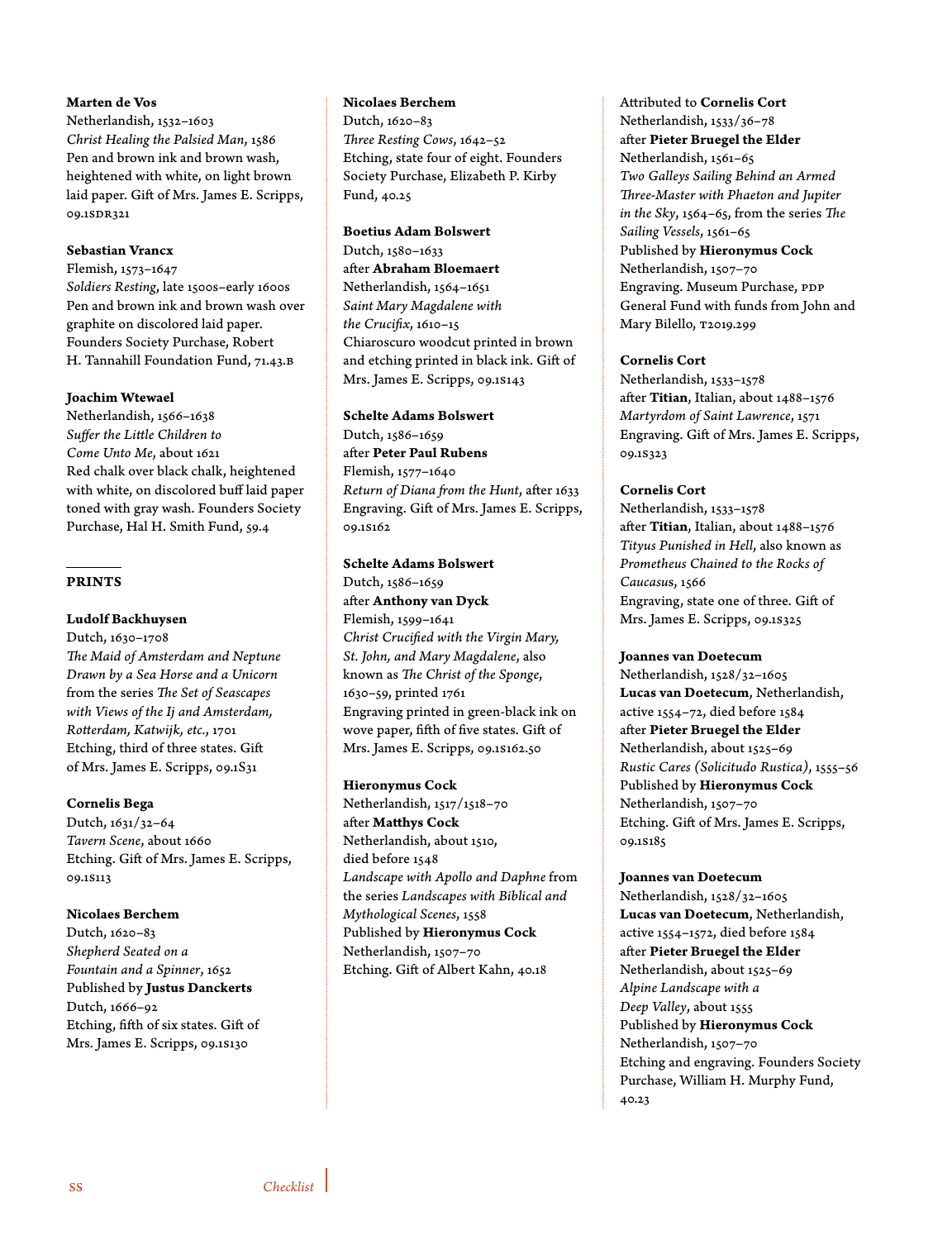**Marten de Vos**
Netherlandish, 1532–1603
*Christ Healing the Palsied Man*, 1586
Pen and brown ink and brown wash, heightened with white, on light brown laid paper. Gift of Mrs. James E. Scripps, 09.1SDR321

**Sebastian Vrancx**
Flemish, 1573–1647
*Soldiers Resting*, late 1500s–early 1600s
Pen and brown ink and brown wash over graphite on discolored laid paper. Founders Society Purchase, Robert H. Tannahill Foundation Fund, 71.43.B

**Joachim Wtewael**
Netherlandish, 1566–1638
*Suffer the Little Children to Come Unto Me*, about 1621
Red chalk over black chalk, heightened with white, on discolored buff laid paper toned with gray wash. Founders Society Purchase, Hal H. Smith Fund, 59.4

## PRINTS

**Ludolf Backhuysen**
Dutch, 1630–1708
*The Maid of Amsterdam and Neptune Drawn by a Sea Horse and a Unicorn* from the series *The Set of Seascapes with Views of the Ij and Amsterdam, Rotterdam, Katwijk, etc.*, 1701
Etching, third of three states. Gift of Mrs. James E. Scripps, 09.1S31

**Cornelis Bega**
Dutch, 1631/32–64
*Tavern Scene*, about 1660
Etching. Gift of Mrs. James E. Scripps, 09.1S113

**Nicolaes Berchem**
Dutch, 1620–83
*Shepherd Seated on a Fountain and a Spinner*, 1652
Published by **Justus Danckerts**
Dutch, 1666–92
Etching, fifth of six states. Gift of Mrs. James E. Scripps, 09.1S130

**Nicolaes Berchem**
Dutch, 1620–83
*Three Resting Cows*, 1642–52
Etching, state four of eight. Founders Society Purchase, Elizabeth P. Kirby Fund, 40.25

**Boetius Adam Bolswert**
Dutch, 1580–1633
after **Abraham Bloemaert**
Netherlandish, 1564–1651
*Saint Mary Magdalene with the Crucifix*, 1610–15
Chiaroscuro woodcut printed in brown and etching printed in black ink. Gift of Mrs. James E. Scripps, 09.1S143

**Schelte Adams Bolswert**
Dutch, 1586–1659
after **Peter Paul Rubens**
Flemish, 1577–1640
*Return of Diana from the Hunt*, after 1633
Engraving. Gift of Mrs. James E. Scripps, 09.1S162

**Schelte Adams Bolswert**
Dutch, 1586–1659
after **Anthony van Dyck**
Flemish, 1599–1641
*Christ Crucified with the Virgin Mary, St. John, and Mary Magdalene*, also known as *The Christ of the Sponge*, 1630–59, printed 1761
Engraving printed in green-black ink on wove paper, fifth of five states. Gift of Mrs. James E. Scripps, 09.1S162.50

**Hieronymus Cock**
Netherlandish, 1517/1518–70
after **Matthys Cock**
Netherlandish, about 1510, died before 1548
*Landscape with Apollo and Daphne* from the series *Landscapes with Biblical and Mythological Scenes*, 1558
Published by **Hieronymus Cock**
Netherlandish, 1507–70
Etching. Gift of Albert Kahn, 40.18

Attributed to **Cornelis Cort**
Netherlandish, 1533/36–78
after **Pieter Bruegel the Elder**
Netherlandish, 1561–65
*Two Galleys Sailing Behind an Armed Three-Master with Phaeton and Jupiter in the Sky*, 1564–65, from the series *The Sailing Vessels*, 1561–65
Published by **Hieronymus Cock**
Netherlandish, 1507–70
Engraving. Museum Purchase, PDP General Fund with funds from John and Mary Bilello, T2019.299

**Cornelis Cort**
Netherlandish, 1533–1578
after **Titian**, Italian, about 1488–1576
*Martyrdom of Saint Lawrence*, 1571
Engraving. Gift of Mrs. James E. Scripps, 09.1S323

**Cornelis Cort**
Netherlandish, 1533–1578
after **Titian**, Italian, about 1488–1576
*Tityus Punished in Hell*, also known as *Prometheus Chained to the Rocks of Caucasus*, 1566
Engraving, state one of three. Gift of Mrs. James E. Scripps, 09.1S325

**Joannes van Doetecum**
Netherlandish, 1528/32–1605
**Lucas van Doetecum**, Netherlandish, active 1554–72, died before 1584
after **Pieter Bruegel the Elder**
Netherlandish, about 1525–69
*Rustic Cares (Solicitudo Rustica)*, 1555–56
Published by **Hieronymus Cock**
Netherlandish, 1507–70
Etching. Gift of Mrs. James E. Scripps, 09.1S185

**Joannes van Doetecum**
Netherlandish, 1528/32–1605
**Lucas van Doetecum**, Netherlandish, active 1554–1572, died before 1584
after **Pieter Bruegel the Elder**
Netherlandish, about 1525–69
*Alpine Landscape with a Deep Valley*, about 1555
Published by **Hieronymus Cock**
Netherlandish, 1507–70
Etching and engraving. Founders Society Purchase, William H. Murphy Fund, 40.23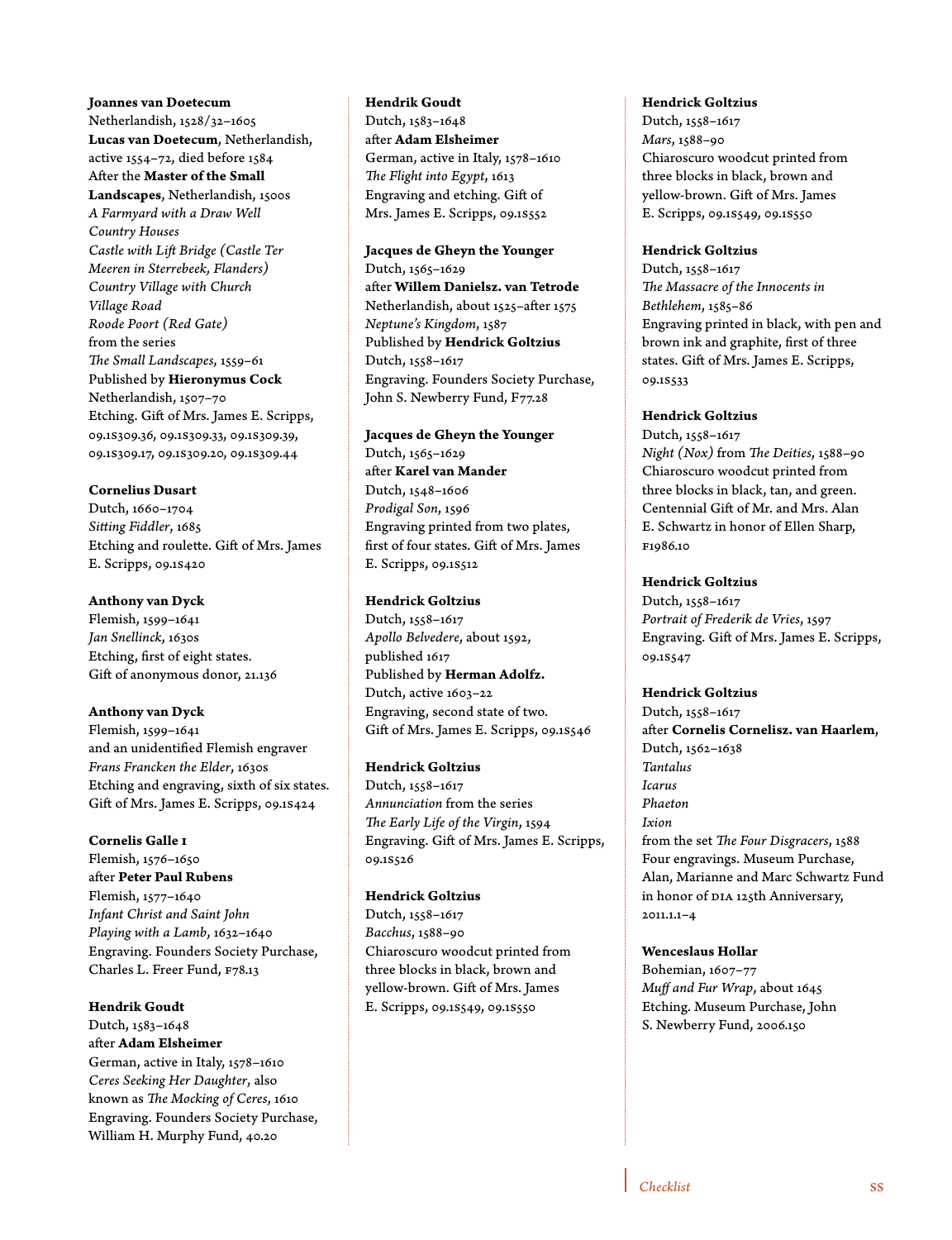**Joannes van Doetecum**
Netherlandish, 1528/32–1605
**Lucas van Doetecum**, Netherlandish, active 1554–72, died before 1584
After the **Master of the Small Landscapes**, Netherlandish, 1500s
*A Farmyard with a Draw Well*
*Country Houses*
*Castle with Lift Bridge (Castle Ter Meeren in Sterrebeek, Flanders)*
*Country Village with Church*
*Village Road*
*Roode Poort (Red Gate)*
from the series
*The Small Landscapes*, 1559–61
Published by **Hieronymus Cock**
Netherlandish, 1507–70
Etching. Gift of Mrs. James E. Scripps, 09.1S309.36, 09.1S309.33, 09.1S309.39, 09.1S309.17, 09.1S309.20, 09.1S309.44

**Cornelius Dusart**
Dutch, 1660–1704
*Sitting Fiddler*, 1685
Etching and roulette. Gift of Mrs. James E. Scripps, 09.1S420

**Anthony van Dyck**
Flemish, 1599–1641
*Jan Snellinck*, 1630s
Etching, first of eight states.
Gift of anonymous donor, 21.136

**Anthony van Dyck**
Flemish, 1599–1641
and an unidentified Flemish engraver
*Frans Francken the Elder*, 1630s
Etching and engraving, sixth of six states.
Gift of Mrs. James E. Scripps, 09.1S424

**Cornelis Galle I**
Flemish, 1576–1650
after **Peter Paul Rubens**
Flemish, 1577–1640
*Infant Christ and Saint John Playing with a Lamb*, 1632–1640
Engraving. Founders Society Purchase, Charles L. Freer Fund, F78.13

**Hendrik Goudt**
Dutch, 1583–1648
after **Adam Elsheimer**
German, active in Italy, 1578–1610
*Ceres Seeking Her Daughter*, also known as *The Mocking of Ceres*, 1610
Engraving. Founders Society Purchase, William H. Murphy Fund, 40.20

**Hendrik Goudt**
Dutch, 1583–1648
after **Adam Elsheimer**
German, active in Italy, 1578–1610
*The Flight into Egypt*, 1613
Engraving and etching. Gift of Mrs. James E. Scripps, 09.1S552

**Jacques de Gheyn the Younger**
Dutch, 1565–1629
after **Willem Danielsz. van Tetrode**
Netherlandish, about 1525–after 1575
*Neptune's Kingdom*, 1587
Published by **Hendrick Goltzius**
Dutch, 1558–1617
Engraving. Founders Society Purchase, John S. Newberry Fund, F77.28

**Jacques de Gheyn the Younger**
Dutch, 1565–1629
after **Karel van Mander**
Dutch, 1548–1606
*Prodigal Son*, 1596
Engraving printed from two plates, first of four states. Gift of Mrs. James E. Scripps, 09.1S512

**Hendrick Goltzius**
Dutch, 1558–1617
*Apollo Belvedere*, about 1592, published 1617
Published by **Herman Adolfz.**
Dutch, active 1603–22
Engraving, second state of two.
Gift of Mrs. James E. Scripps, 09.1S546

**Hendrick Goltzius**
Dutch, 1558–1617
*Annunciation* from the series
*The Early Life of the Virgin*, 1594
Engraving. Gift of Mrs. James E. Scripps, 09.1S526

**Hendrick Goltzius**
Dutch, 1558–1617
*Bacchus*, 1588–90
Chiaroscuro woodcut printed from three blocks in black, brown and yellow-brown. Gift of Mrs. James E. Scripps, 09.1S549, 09.1S550

**Hendrick Goltzius**
Dutch, 1558–1617
*Mars*, 1588–90
Chiaroscuro woodcut printed from three blocks in black, brown and yellow-brown. Gift of Mrs. James E. Scripps, 09.1S549, 09.1S550

**Hendrick Goltzius**
Dutch, 1558–1617
*The Massacre of the Innocents in Bethlehem*, 1585–86
Engraving printed in black, with pen and brown ink and graphite, first of three states. Gift of Mrs. James E. Scripps, 09.1S533

**Hendrick Goltzius**
Dutch, 1558–1617
*Night (Nox)* from *The Deities*, 1588–90
Chiaroscuro woodcut printed from three blocks in black, tan, and green. Centennial Gift of Mr. and Mrs. Alan E. Schwartz in honor of Ellen Sharp, F1986.10

**Hendrick Goltzius**
Dutch, 1558–1617
*Portrait of Frederik de Vries*, 1597
Engraving. Gift of Mrs. James E. Scripps, 09.1S547

**Hendrick Goltzius**
Dutch, 1558–1617
after **Cornelis Cornelisz. van Haarlem**, Dutch, 1562–1638
*Tantalus*
*Icarus*
*Phaeton*
*Ixion*
from the set *The Four Disgracers*, 1588
Four engravings. Museum Purchase, Alan, Marianne and Marc Schwartz Fund in honor of DIA 125th Anniversary, 2011.1.1–4

**Wenceslaus Hollar**
Bohemian, 1607–77
*Muff and Fur Wrap*, about 1645
Etching. Museum Purchase, John S. Newberry Fund, 2006.150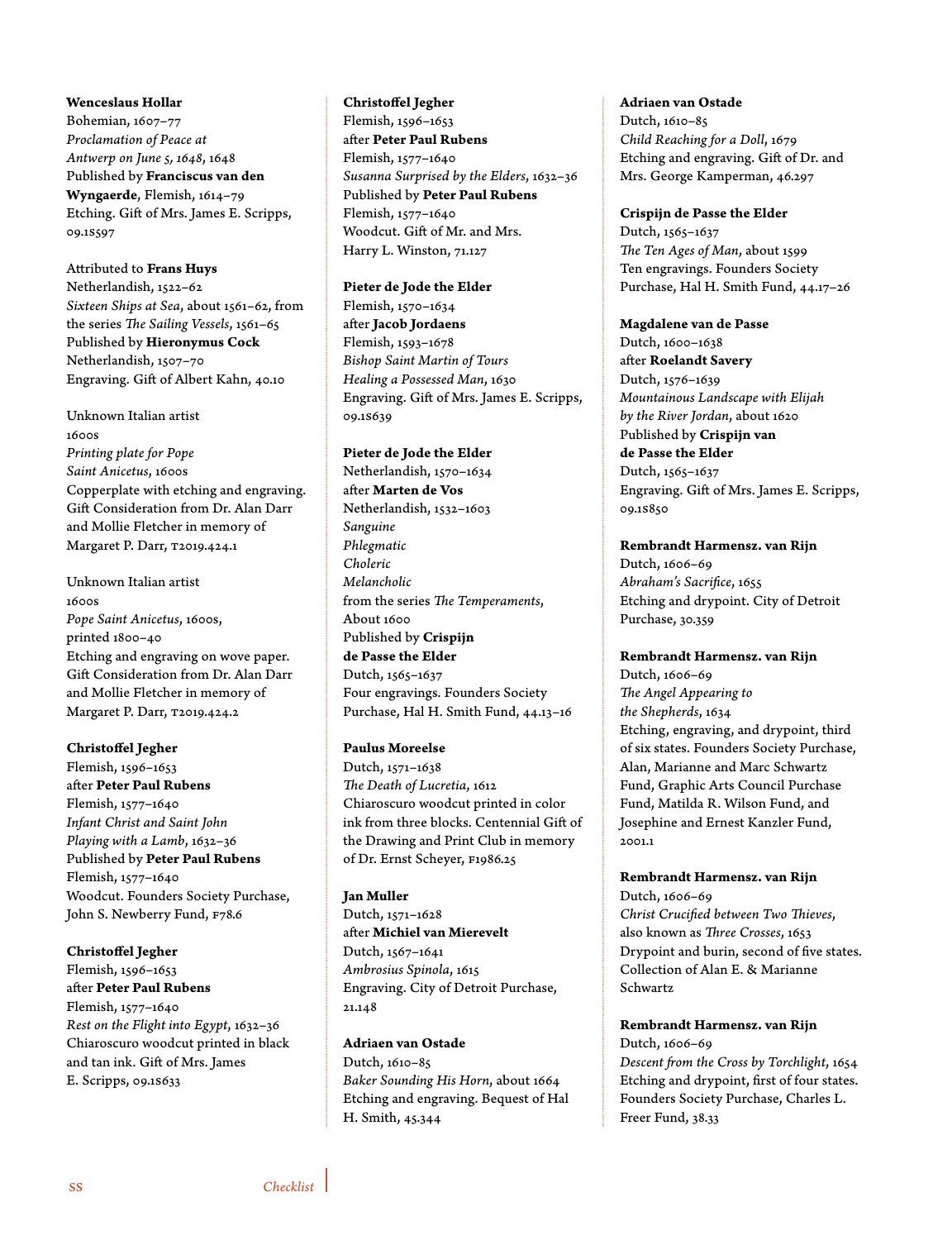**Wenceslaus Hollar**
Bohemian, 1607–77
*Proclamation of Peace at Antwerp on June 5, 1648*, 1648
Published by **Franciscus van den Wyngaerde**, Flemish, 1614–79
Etching. Gift of Mrs. James E. Scripps, 09.1S597

Attributed to **Frans Huys**
Netherlandish, 1522–62
*Sixteen Ships at Sea*, about 1561–62, from the series *The Sailing Vessels*, 1561–65
Published by **Hieronymus Cock**
Netherlandish, 1507–70
Engraving. Gift of Albert Kahn, 40.10

Unknown Italian artist
1600s
*Printing plate for Pope Saint Anicetus*, 1600s
Copperplate with etching and engraving. Gift Consideration from Dr. Alan Darr and Mollie Fletcher in memory of Margaret P. Darr, T2019.424.1

Unknown Italian artist
1600s
*Pope Saint Anicetus*, 1600s, printed 1800–40
Etching and engraving on wove paper. Gift Consideration from Dr. Alan Darr and Mollie Fletcher in memory of Margaret P. Darr, T2019.424.2

**Christoffel Jegher**
Flemish, 1596–1653
after **Peter Paul Rubens**
Flemish, 1577–1640
*Infant Christ and Saint John Playing with a Lamb*, 1632–36
Published by **Peter Paul Rubens**
Flemish, 1577–1640
Woodcut. Founders Society Purchase, John S. Newberry Fund, F78.6

**Christoffel Jegher**
Flemish, 1596–1653
after **Peter Paul Rubens**
Flemish, 1577–1640
*Rest on the Flight into Egypt*, 1632–36
Chiaroscuro woodcut printed in black and tan ink. Gift of Mrs. James E. Scripps, 09.1S633

**Christoffel Jegher**
Flemish, 1596–1653
after **Peter Paul Rubens**
Flemish, 1577–1640
*Susanna Surprised by the Elders*, 1632–36
Published by **Peter Paul Rubens**
Flemish, 1577–1640
Woodcut. Gift of Mr. and Mrs. Harry L. Winston, 71.127

**Pieter de Jode the Elder**
Flemish, 1570–1634
after **Jacob Jordaens**
Flemish, 1593–1678
*Bishop Saint Martin of Tours Healing a Possessed Man*, 1630
Engraving. Gift of Mrs. James E. Scripps, 09.1S639

**Pieter de Jode the Elder**
Netherlandish, 1570–1634
after **Marten de Vos**
Netherlandish, 1532–1603
*Sanguine*
*Phlegmatic*
*Choleric*
*Melancholic*
from the series *The Temperaments*, About 1600
Published by **Crispijn de Passe the Elder**
Dutch, 1565–1637
Four engravings. Founders Society Purchase, Hal H. Smith Fund, 44.13–16

**Paulus Moreelse**
Dutch, 1571–1638
*The Death of Lucretia*, 1612
Chiaroscuro woodcut printed in color ink from three blocks. Centennial Gift of the Drawing and Print Club in memory of Dr. Ernst Scheyer, F1986.25

**Jan Muller**
Dutch, 1571–1628
after **Michiel van Mierevelt**
Dutch, 1567–1641
*Ambrosius Spinola*, 1615
Engraving. City of Detroit Purchase, 21.148

**Adriaen van Ostade**
Dutch, 1610–85
*Baker Sounding His Horn*, about 1664
Etching and engraving. Bequest of Hal H. Smith, 45.344

**Adriaen van Ostade**
Dutch, 1610–85
*Child Reaching for a Doll*, 1679
Etching and engraving. Gift of Dr. and Mrs. George Kamperman, 46.297

**Crispijn de Passe the Elder**
Dutch, 1565–1637
*The Ten Ages of Man*, about 1599
Ten engravings. Founders Society Purchase, Hal H. Smith Fund, 44.17–26

**Magdalene van de Passe**
Dutch, 1600–1638
after **Roelandt Savery**
Dutch, 1576–1639
*Mountainous Landscape with Elijah by the River Jordan*, about 1620
Published by **Crispijn van de Passe the Elder**
Dutch, 1565–1637
Engraving. Gift of Mrs. James E. Scripps, 09.1S850

**Rembrandt Harmensz. van Rijn**
Dutch, 1606–69
*Abraham's Sacrifice*, 1655
Etching and drypoint. City of Detroit Purchase, 30.359

**Rembrandt Harmensz. van Rijn**
Dutch, 1606–69
*The Angel Appearing to the Shepherds*, 1634
Etching, engraving, and drypoint, third of six states. Founders Society Purchase, Alan, Marianne and Marc Schwartz Fund, Graphic Arts Council Purchase Fund, Matilda R. Wilson Fund, and Josephine and Ernest Kanzler Fund, 2001.1

**Rembrandt Harmensz. van Rijn**
Dutch, 1606–69
*Christ Crucified between Two Thieves*, also known as *Three Crosses*, 1653
Drypoint and burin, second of five states. Collection of Alan E. & Marianne Schwartz

**Rembrandt Harmensz. van Rijn**
Dutch, 1606–69
*Descent from the Cross by Torchlight*, 1654
Etching and drypoint, first of four states. Founders Society Purchase, Charles L. Freer Fund, 38.33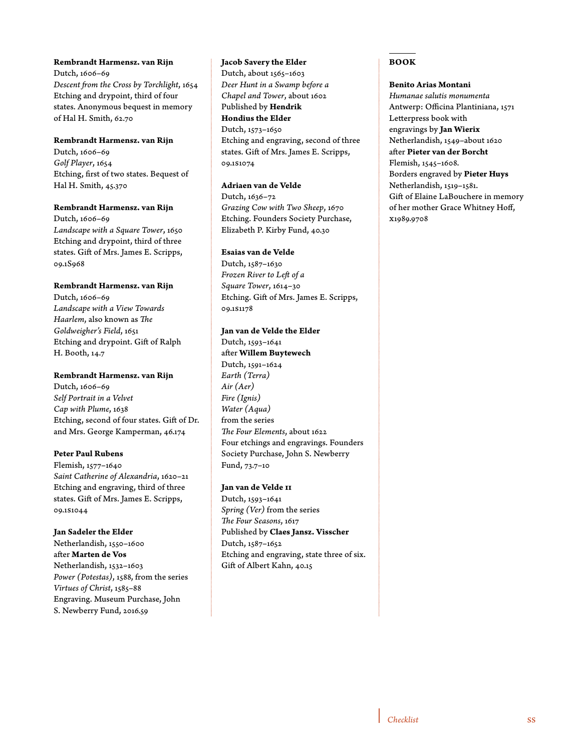**Rembrandt Harmensz. van Rijn**
Dutch, 1606–69
*Descent from the Cross by Torchlight*, 1654
Etching and drypoint, third of four states. Anonymous bequest in memory of Hal H. Smith, 62.70

**Rembrandt Harmensz. van Rijn**
Dutch, 1606–69
*Golf Player*, 1654
Etching, first of two states. Bequest of Hal H. Smith, 45.370

**Rembrandt Harmensz. van Rijn**
Dutch, 1606–69
*Landscape with a Square Tower*, 1650
Etching and drypoint, third of three states. Gift of Mrs. James E. Scripps, 09.1S968

**Rembrandt Harmensz. van Rijn**
Dutch, 1606–69
*Landscape with a View Towards Haarlem*, also known as *The Goldweigher's Field*, 1651
Etching and drypoint. Gift of Ralph H. Booth, 14.7

**Rembrandt Harmensz. van Rijn**
Dutch, 1606–69
*Self Portrait in a Velvet Cap with Plume*, 1638
Etching, second of four states. Gift of Dr. and Mrs. George Kamperman, 46.174

**Peter Paul Rubens**
Flemish, 1577–1640
*Saint Catherine of Alexandria*, 1620–21
Etching and engraving, third of three states. Gift of Mrs. James E. Scripps, 09.1S1044

**Jan Sadeler the Elder**
Netherlandish, 1550–1600
after **Marten de Vos**
Netherlandish, 1532–1603
*Power (Potestas)*, 1588, from the series *Virtues of Christ*, 1585–88
Engraving. Museum Purchase, John S. Newberry Fund, 2016.59

**Jacob Savery the Elder**
Dutch, about 1565–1603
*Deer Hunt in a Swamp before a Chapel and Tower*, about 1602
Published by **Hendrik Hondius the Elder**
Dutch, 1573–1650
Etching and engraving, second of three states. Gift of Mrs. James E. Scripps, 09.1S1074

**Adriaen van de Velde**
Dutch, 1636–72
*Grazing Cow with Two Sheep*, 1670
Etching. Founders Society Purchase, Elizabeth P. Kirby Fund, 40.30

**Esaias van de Velde**
Dutch, 1587–1630
*Frozen River to Left of a Square Tower*, 1614–30
Etching. Gift of Mrs. James E. Scripps, 09.1S1178

**Jan van de Velde the Elder**
Dutch, 1593–1641
after **Willem Buytewech**
Dutch, 1591–1624
*Earth (Terra)*
*Air (Aer)*
*Fire (Ignis)*
*Water (Aqua)*
from the series
*The Four Elements*, about 1622
Four etchings and engravings. Founders Society Purchase, John S. Newberry Fund, 73.7–10

**Jan van de Velde II**
Dutch, 1593–1641
*Spring (Ver)* from the series *The Four Seasons*, 1617
Published by **Claes Jansz. Visscher**
Dutch, 1587–1652
Etching and engraving, state three of six. Gift of Albert Kahn, 40.15

## BOOK

**Benito Arias Montani**
*Humanae salutis monumenta*
Antwerp: Officina Plantiniana, 1571
Letterpress book with engravings by **Jan Wierix**
Netherlandish, 1549–about 1620
after **Pieter van der Borcht**
Flemish, 1545–1608.
Borders engraved by **Pieter Huys**
Netherlandish, 1519–1581.
Gift of Elaine LaBouchere in memory of her mother Grace Whitney Hoff, x1989.9708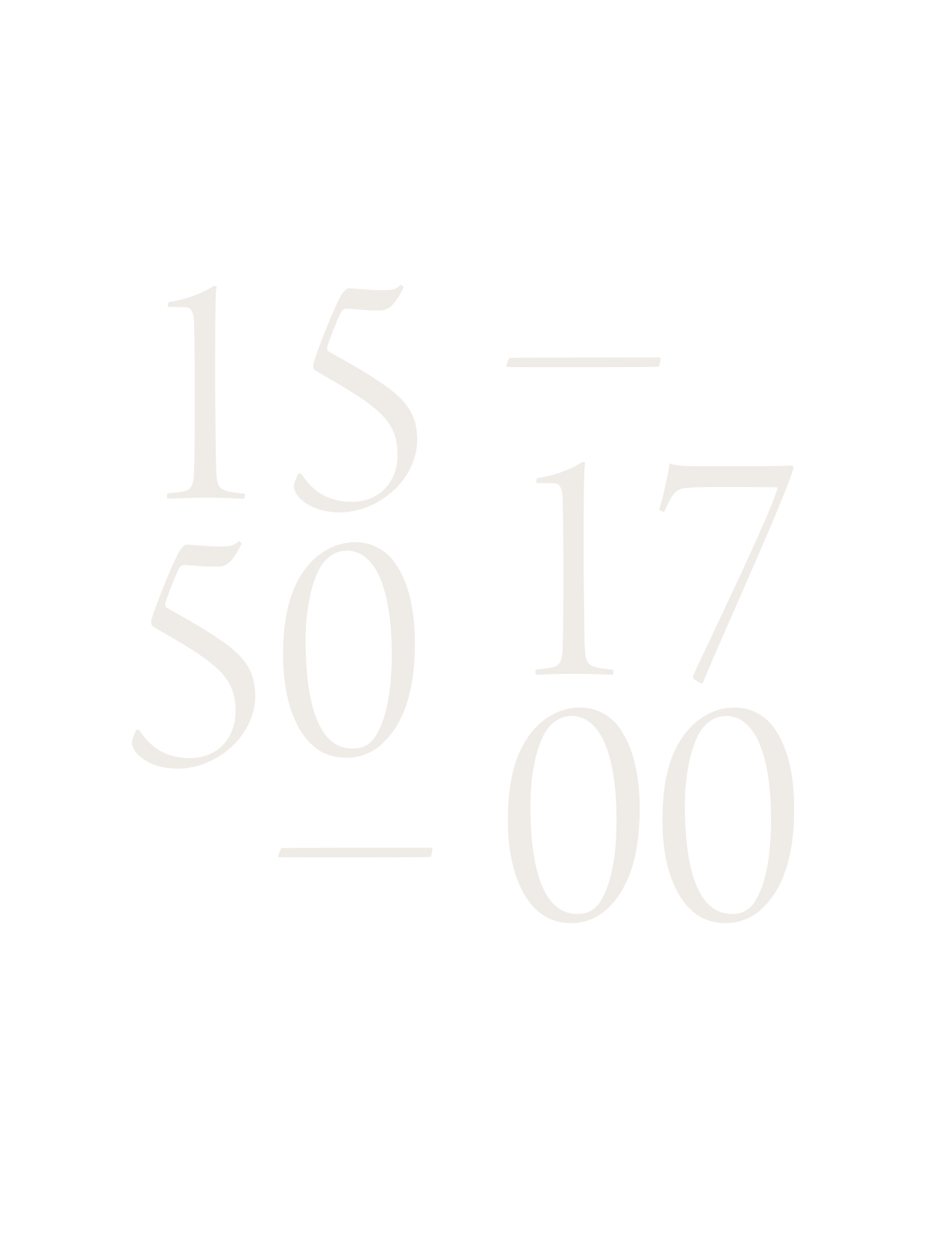# 1550 — 1700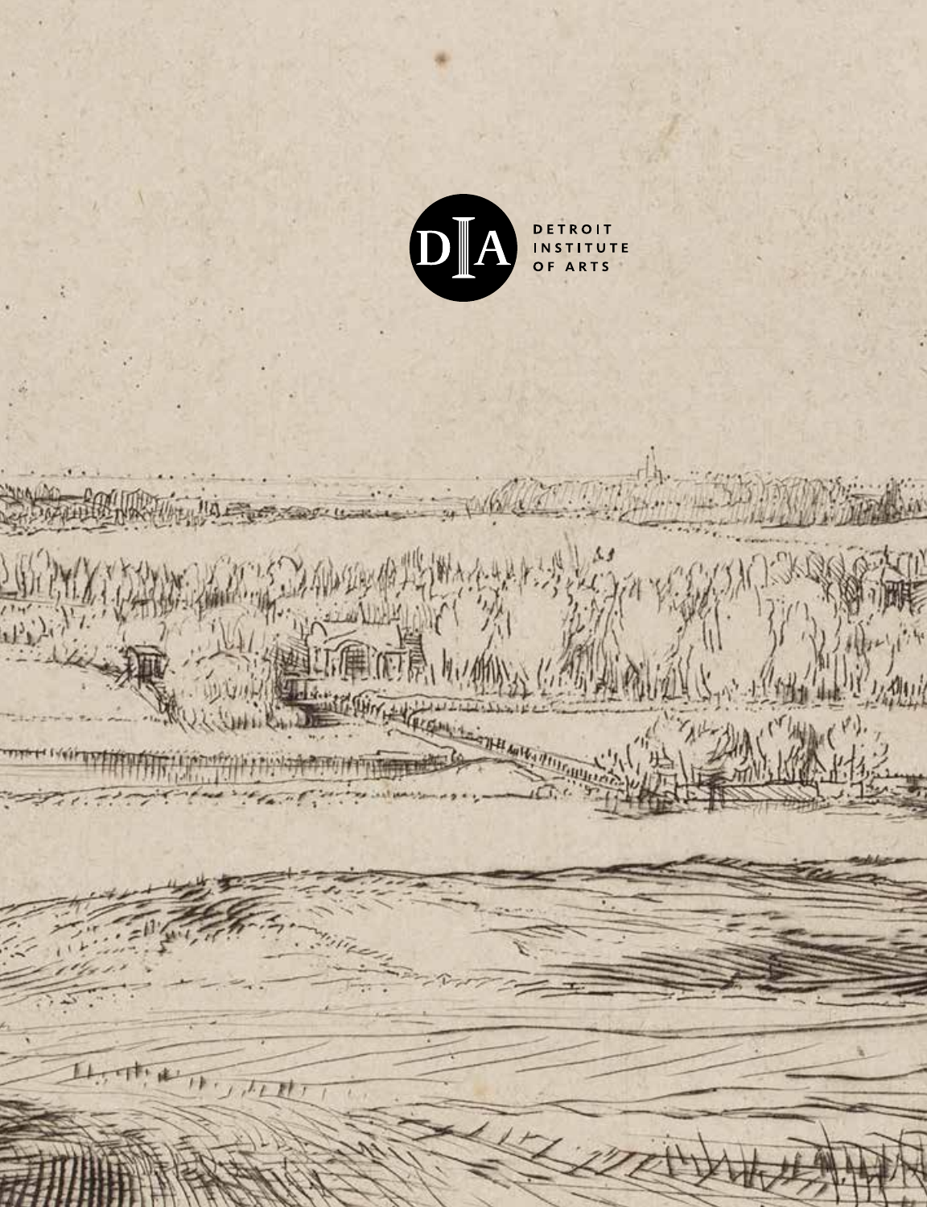DETROIT INSTITUTE OF ARTS